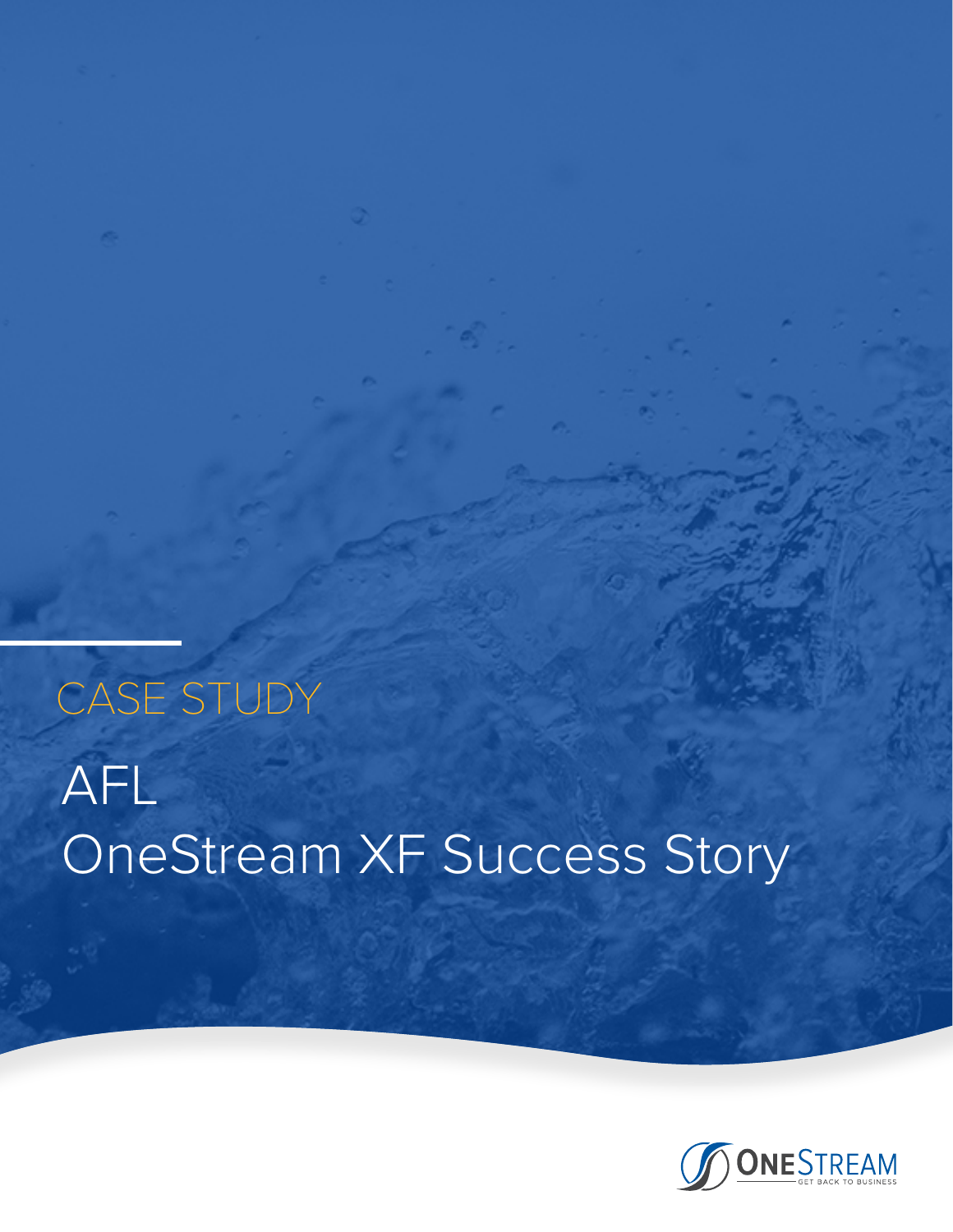CASE STUDY

# AFL
# OneStream XF Success Story

ONESTREAM
GET BACK TO BUSINESS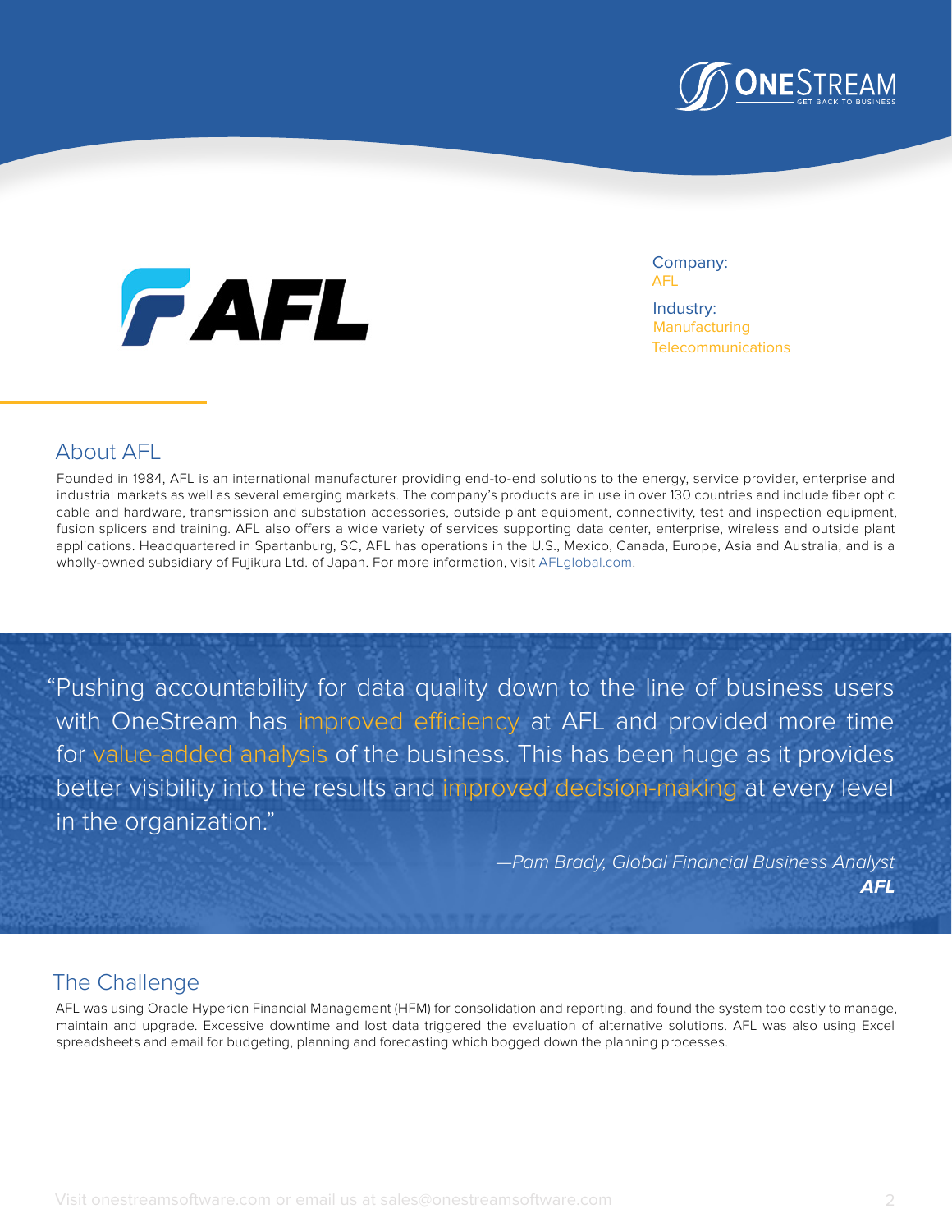Company:
AFL

Industry:
Manufacturing
Telecommunications

## About AFL

Founded in 1984, AFL is an international manufacturer providing end-to-end solutions to the energy, service provider, enterprise and industrial markets as well as several emerging markets. The company's products are in use in over 130 countries and include fiber optic cable and hardware, transmission and substation accessories, outside plant equipment, connectivity, test and inspection equipment, fusion splicers and training. AFL also offers a wide variety of services supporting data center, enterprise, wireless and outside plant applications. Headquartered in Spartanburg, SC, AFL has operations in the U.S., Mexico, Canada, Europe, Asia and Australia, and is a wholly-owned subsidiary of Fujikura Ltd. of Japan. For more information, visit AFLglobal.com.

> "Pushing accountability for data quality down to the line of business users with OneStream has improved efficiency at AFL and provided more time for value-added analysis of the business. This has been huge as it provides better visibility into the results and improved decision-making at every level in the organization."
>
> *—Pam Brady, Global Financial Business Analyst*
> ***AFL***

## The Challenge

AFL was using Oracle Hyperion Financial Management (HFM) for consolidation and reporting, and found the system too costly to manage, maintain and upgrade. Excessive downtime and lost data triggered the evaluation of alternative solutions. AFL was also using Excel spreadsheets and email for budgeting, planning and forecasting which bogged down the planning processes.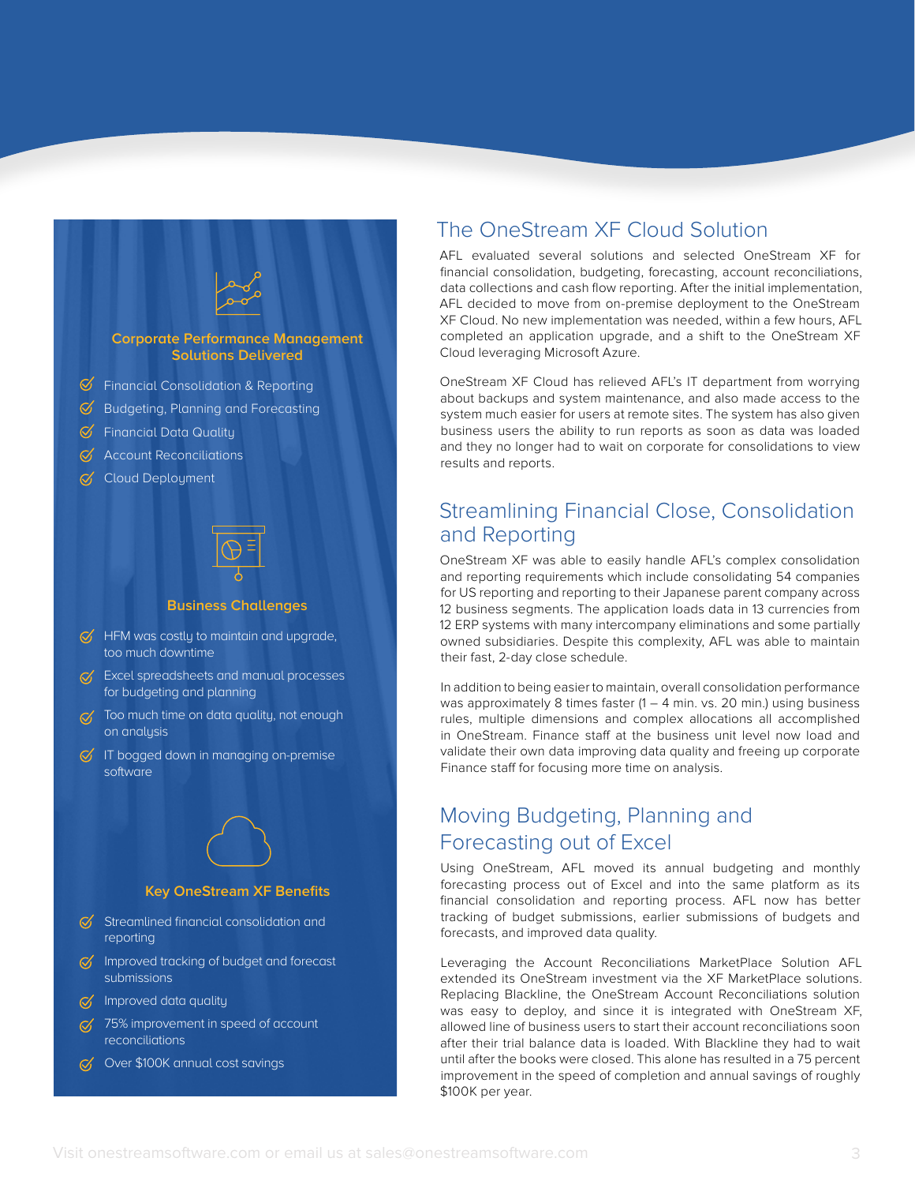### Corporate Performance Management Solutions Delivered

- Financial Consolidation & Reporting
- Budgeting, Planning and Forecasting
- Financial Data Quality
- Account Reconciliations
- Cloud Deployment

### Business Challenges

- HFM was costly to maintain and upgrade, too much downtime
- Excel spreadsheets and manual processes for budgeting and planning
- Too much time on data quality, not enough on analysis
- IT bogged down in managing on-premise software

### Key OneStream XF Benefits

- Streamlined financial consolidation and reporting
- Improved tracking of budget and forecast submissions
- Improved data quality
- 75% improvement in speed of account reconciliations
- Over $100K annual cost savings

## The OneStream XF Cloud Solution

AFL evaluated several solutions and selected OneStream XF for financial consolidation, budgeting, forecasting, account reconciliations, data collections and cash flow reporting. After the initial implementation, AFL decided to move from on-premise deployment to the OneStream XF Cloud. No new implementation was needed, within a few hours, AFL completed an application upgrade, and a shift to the OneStream XF Cloud leveraging Microsoft Azure.

OneStream XF Cloud has relieved AFL's IT department from worrying about backups and system maintenance, and also made access to the system much easier for users at remote sites. The system has also given business users the ability to run reports as soon as data was loaded and they no longer had to wait on corporate for consolidations to view results and reports.

## Streamlining Financial Close, Consolidation and Reporting

OneStream XF was able to easily handle AFL's complex consolidation and reporting requirements which include consolidating 54 companies for US reporting and reporting to their Japanese parent company across 12 business segments. The application loads data in 13 currencies from 12 ERP systems with many intercompany eliminations and some partially owned subsidiaries. Despite this complexity, AFL was able to maintain their fast, 2-day close schedule.

In addition to being easier to maintain, overall consolidation performance was approximately 8 times faster (1 – 4 min. vs. 20 min.) using business rules, multiple dimensions and complex allocations all accomplished in OneStream. Finance staff at the business unit level now load and validate their own data improving data quality and freeing up corporate Finance staff for focusing more time on analysis.

## Moving Budgeting, Planning and Forecasting out of Excel

Using OneStream, AFL moved its annual budgeting and monthly forecasting process out of Excel and into the same platform as its financial consolidation and reporting process. AFL now has better tracking of budget submissions, earlier submissions of budgets and forecasts, and improved data quality.

Leveraging the Account Reconciliations MarketPlace Solution AFL extended its OneStream investment via the XF MarketPlace solutions. Replacing Blackline, the OneStream Account Reconciliations solution was easy to deploy, and since it is integrated with OneStream XF, allowed line of business users to start their account reconciliations soon after their trial balance data is loaded. With Blackline they had to wait until after the books were closed. This alone has resulted in a 75 percent improvement in the speed of completion and annual savings of roughly $100K per year.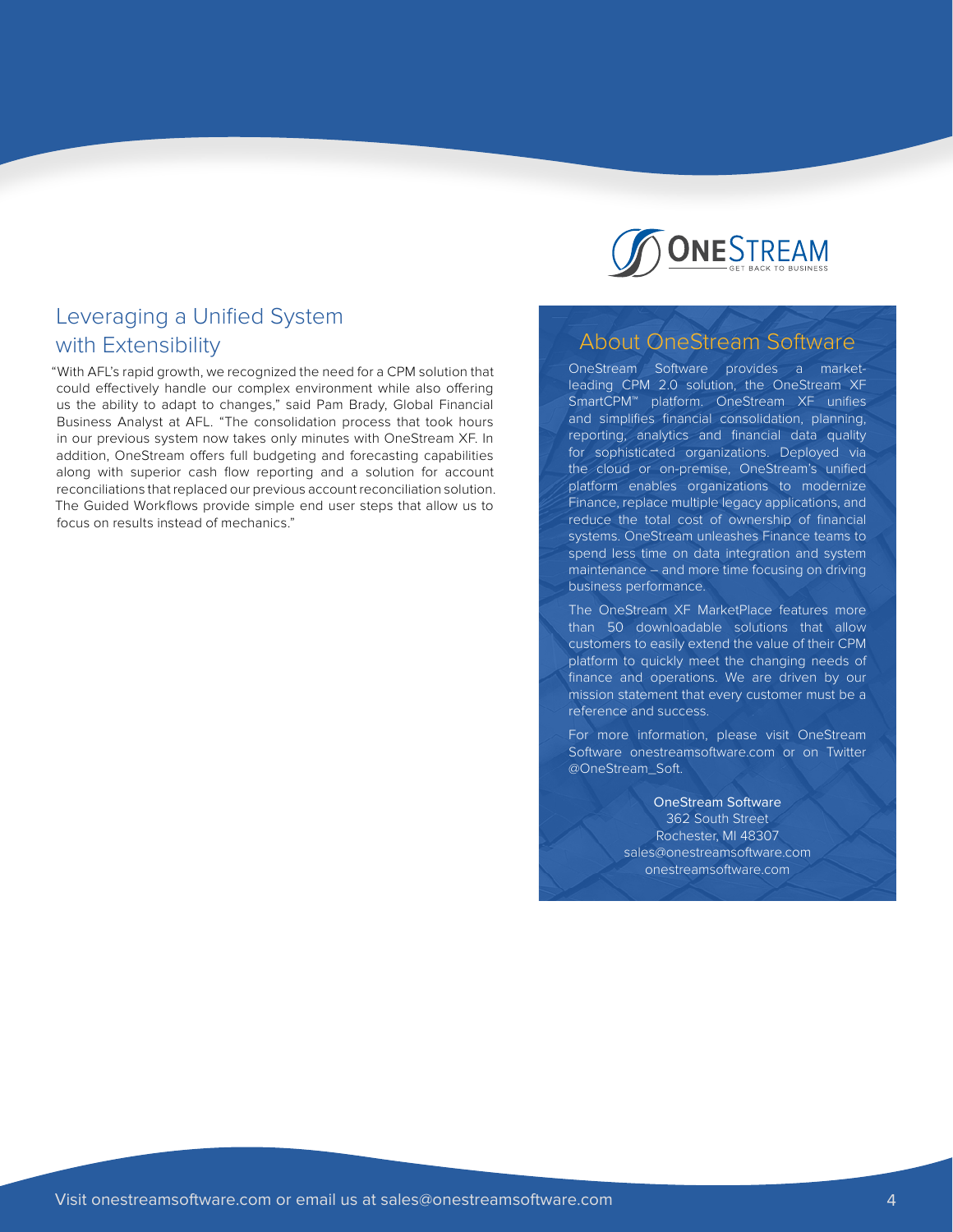## Leveraging a Unified System with Extensibility

"With AFL's rapid growth, we recognized the need for a CPM solution that could effectively handle our complex environment while also offering us the ability to adapt to changes," said Pam Brady, Global Financial Business Analyst at AFL. "The consolidation process that took hours in our previous system now takes only minutes with OneStream XF. In addition, OneStream offers full budgeting and forecasting capabilities along with superior cash flow reporting and a solution for account reconciliations that replaced our previous account reconciliation solution. The Guided Workflows provide simple end user steps that allow us to focus on results instead of mechanics."

## About OneStream Software

OneStream Software provides a market-leading CPM 2.0 solution, the OneStream XF SmartCPM™ platform. OneStream XF unifies and simplifies financial consolidation, planning, reporting, analytics and financial data quality for sophisticated organizations. Deployed via the cloud or on-premise, OneStream's unified platform enables organizations to modernize Finance, replace multiple legacy applications, and reduce the total cost of ownership of financial systems. OneStream unleashes Finance teams to spend less time on data integration and system maintenance – and more time focusing on driving business performance.

The OneStream XF MarketPlace features more than 50 downloadable solutions that allow customers to easily extend the value of their CPM platform to quickly meet the changing needs of finance and operations. We are driven by our mission statement that every customer must be a reference and success.

For more information, please visit OneStream Software onestreamsoftware.com or on Twitter @OneStream_Soft.

OneStream Software
362 South Street
Rochester, MI 48307
sales@onestreamsoftware.com
onestreamsoftware.com

Visit onestreamsoftware.com or email us at sales@onestreamsoftware.com